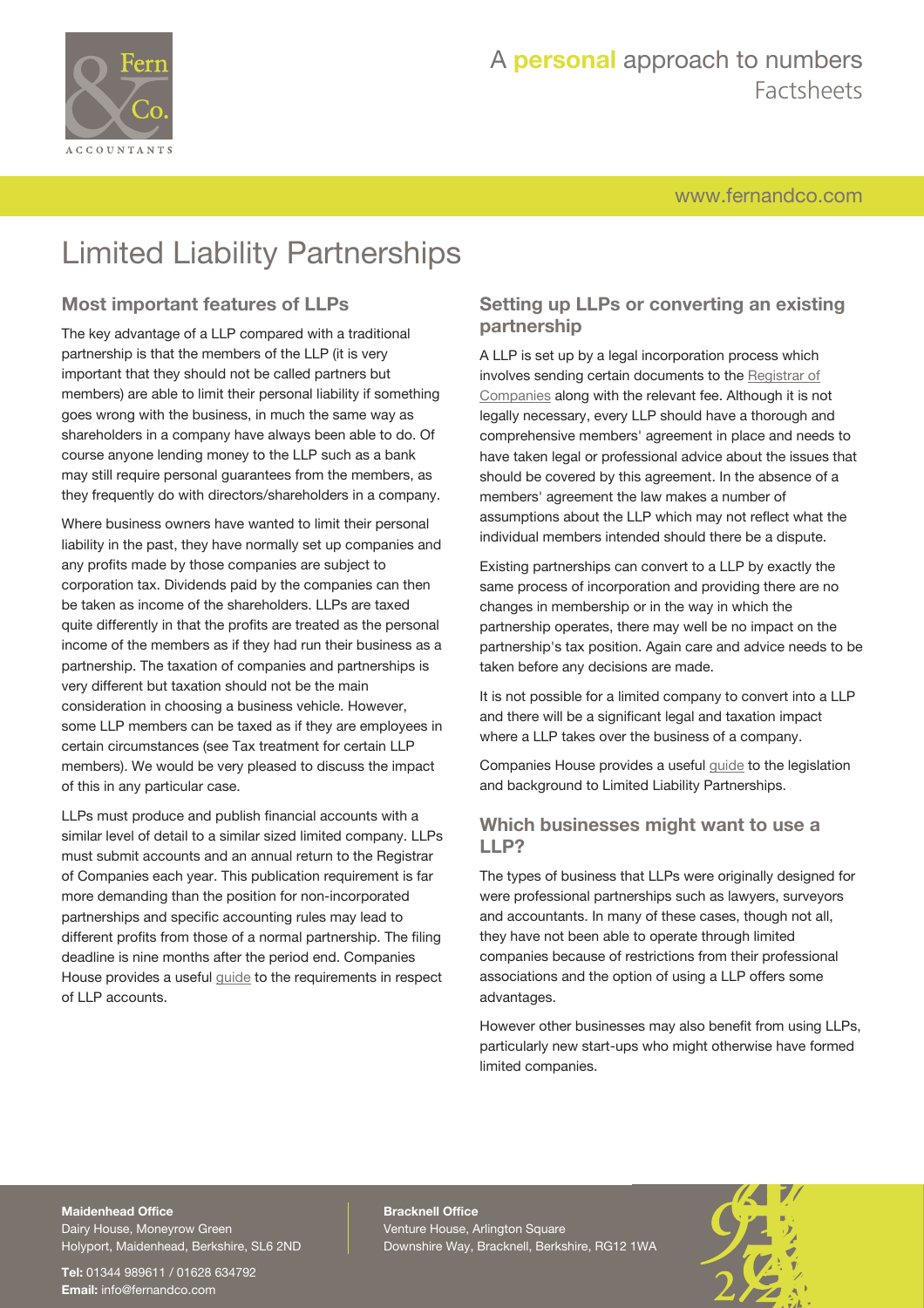# Limited Liability Partnerships

## Most important features of LLPs

The key advantage of a LLP compared with a traditional partnership is that the members of the LLP (it is very important that they should not be called partners but members) are able to limit their personal liability if something goes wrong with the business, in much the same way as shareholders in a company have always been able to do. Of course anyone lending money to the LLP such as a bank may still require personal guarantees from the members, as they frequently do with directors/shareholders in a company.

Where business owners have wanted to limit their personal liability in the past, they have normally set up companies and any profits made by those companies are subject to corporation tax. Dividends paid by the companies can then be taken as income of the shareholders. LLPs are taxed quite differently in that the profits are treated as the personal income of the members as if they had run their business as a partnership. The taxation of companies and partnerships is very different but taxation should not be the main consideration in choosing a business vehicle. However, some LLP members can be taxed as if they are employees in certain circumstances (see Tax treatment for certain LLP members). We would be very pleased to discuss the impact of this in any particular case.

LLPs must produce and publish financial accounts with a similar level of detail to a similar sized limited company. LLPs must submit accounts and an annual return to the Registrar of Companies each year. This publication requirement is far more demanding than the position for non-incorporated partnerships and specific accounting rules may lead to different profits from those of a normal partnership. The filing deadline is nine months after the period end. Companies House provides a useful guide to the requirements in respect of LLP accounts.

## Setting up LLPs or converting an existing partnership

A LLP is set up by a legal incorporation process which involves sending certain documents to the Registrar of Companies along with the relevant fee. Although it is not legally necessary, every LLP should have a thorough and comprehensive members' agreement in place and needs to have taken legal or professional advice about the issues that should be covered by this agreement. In the absence of a members' agreement the law makes a number of assumptions about the LLP which may not reflect what the individual members intended should there be a dispute.

Existing partnerships can convert to a LLP by exactly the same process of incorporation and providing there are no changes in membership or in the way in which the partnership operates, there may well be no impact on the partnership's tax position. Again care and advice needs to be taken before any decisions are made.

It is not possible for a limited company to convert into a LLP and there will be a significant legal and taxation impact where a LLP takes over the business of a company.

Companies House provides a useful guide to the legislation and background to Limited Liability Partnerships.

## Which businesses might want to use a LLP?

The types of business that LLPs were originally designed for were professional partnerships such as lawyers, surveyors and accountants. In many of these cases, though not all, they have not been able to operate through limited companies because of restrictions from their professional associations and the option of using a LLP offers some advantages.

However other businesses may also benefit from using LLPs, particularly new start-ups who might otherwise have formed limited companies.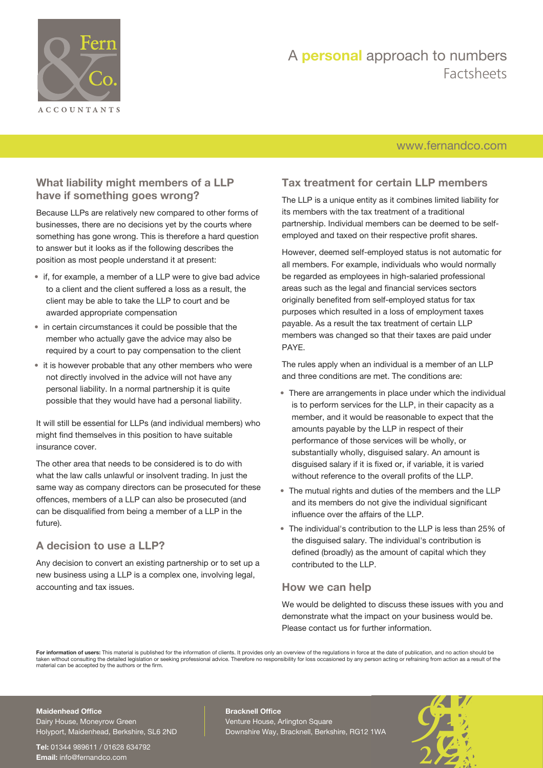## What liability might members of a LLP have if something goes wrong?

Because LLPs are relatively new compared to other forms of businesses, there are no decisions yet by the courts where something has gone wrong. This is therefore a hard question to answer but it looks as if the following describes the position as most people understand it at present:

- if, for example, a member of a LLP were to give bad advice to a client and the client suffered a loss as a result, the client may be able to take the LLP to court and be awarded appropriate compensation
- in certain circumstances it could be possible that the member who actually gave the advice may also be required by a court to pay compensation to the client
- it is however probable that any other members who were not directly involved in the advice will not have any personal liability. In a normal partnership it is quite possible that they would have had a personal liability.

It will still be essential for LLPs (and individual members) who might find themselves in this position to have suitable insurance cover.

The other area that needs to be considered is to do with what the law calls unlawful or insolvent trading. In just the same way as company directors can be prosecuted for these offences, members of a LLP can also be prosecuted (and can be disqualified from being a member of a LLP in the future).

## A decision to use a LLP?

Any decision to convert an existing partnership or to set up a new business using a LLP is a complex one, involving legal, accounting and tax issues.

## Tax treatment for certain LLP members

The LLP is a unique entity as it combines limited liability for its members with the tax treatment of a traditional partnership. Individual members can be deemed to be self-employed and taxed on their respective profit shares.

However, deemed self-employed status is not automatic for all members. For example, individuals who would normally be regarded as employees in high-salaried professional areas such as the legal and financial services sectors originally benefited from self-employed status for tax purposes which resulted in a loss of employment taxes payable. As a result the tax treatment of certain LLP members was changed so that their taxes are paid under PAYE.

The rules apply when an individual is a member of an LLP and three conditions are met. The conditions are:

- There are arrangements in place under which the individual is to perform services for the LLP, in their capacity as a member, and it would be reasonable to expect that the amounts payable by the LLP in respect of their performance of those services will be wholly, or substantially wholly, disguised salary. An amount is disguised salary if it is fixed or, if variable, it is varied without reference to the overall profits of the LLP.
- The mutual rights and duties of the members and the LLP and its members do not give the individual significant influence over the affairs of the LLP.
- The individual's contribution to the LLP is less than 25% of the disguised salary. The individual's contribution is defined (broadly) as the amount of capital which they contributed to the LLP.

## How we can help

We would be delighted to discuss these issues with you and demonstrate what the impact on your business would be. Please contact us for further information.

**For information of users:** This material is published for the information of clients. It provides only an overview of the regulations in force at the date of publication, and no action should be taken without consulting the detailed legislation or seeking professional advice. Therefore no responsibility for loss occasioned by any person acting or refraining from action as a result of the material can be accepted by the authors or the firm.